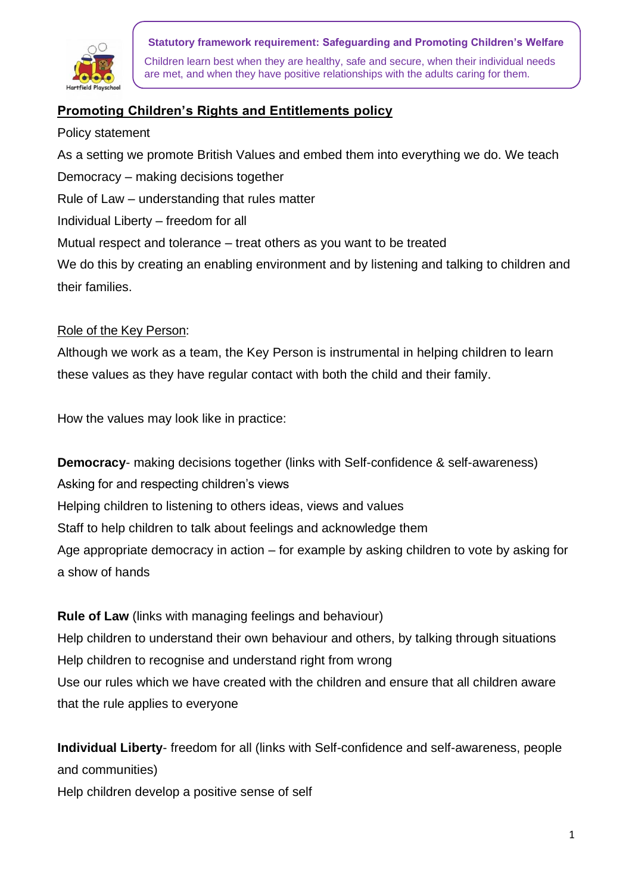**Statutory framework requirement: Safeguarding and Promoting Children's Welfare**

Children learn best when they are healthy, safe and secure, when their individual needs are met, and when they have positive relationships with the adults caring for them.

# Promoting Children's Rights and Entitlements policy

Policy statement

As a setting we promote British Values and embed them into everything we do. We teach

Democracy – making decisions together

Rule of Law – understanding that rules matter

Individual Liberty – freedom for all

Mutual respect and tolerance – treat others as you want to be treated

We do this by creating an enabling environment and by listening and talking to children and their families.

## Role of the Key Person:

Although we work as a team, the Key Person is instrumental in helping children to learn these values as they have regular contact with both the child and their family.

How the values may look like in practice:

**Democracy**- making decisions together (links with Self-confidence & self-awareness)

Asking for and respecting children's views

Helping children to listening to others ideas, views and values

Staff to help children to talk about feelings and acknowledge them

Age appropriate democracy in action – for example by asking children to vote by asking for a show of hands

**Rule of Law** (links with managing feelings and behaviour)

Help children to understand their own behaviour and others, by talking through situations

Help children to recognise and understand right from wrong

Use our rules which we have created with the children and ensure that all children aware that the rule applies to everyone

**Individual Liberty**- freedom for all (links with Self-confidence and self-awareness, people and communities)

Help children develop a positive sense of self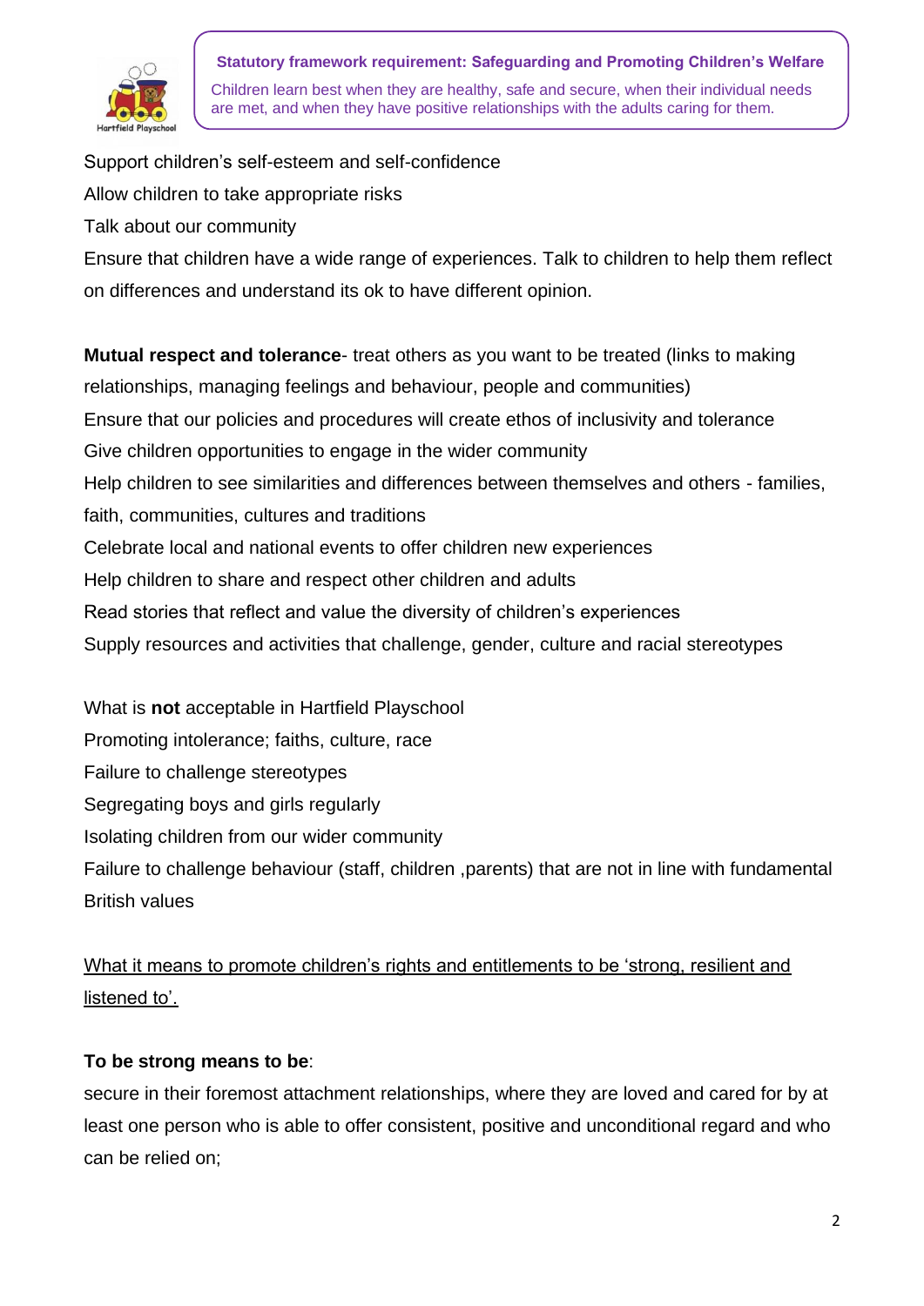**Statutory framework requirement: Safeguarding and Promoting Children's Welfare**

Children learn best when they are healthy, safe and secure, when their individual needs are met, and when they have positive relationships with the adults caring for them.

Support children's self-esteem and self-confidence

Allow children to take appropriate risks

Talk about our community

Ensure that children have a wide range of experiences. Talk to children to help them reflect on differences and understand its ok to have different opinion.

**Mutual respect and tolerance**- treat others as you want to be treated (links to making relationships, managing feelings and behaviour, people and communities)

Ensure that our policies and procedures will create ethos of inclusivity and tolerance

Give children opportunities to engage in the wider community

Help children to see similarities and differences between themselves and others - families, faith, communities, cultures and traditions

Celebrate local and national events to offer children new experiences

Help children to share and respect other children and adults

Read stories that reflect and value the diversity of children's experiences

Supply resources and activities that challenge, gender, culture and racial stereotypes

What is **not** acceptable in Hartfield Playschool

Promoting intolerance; faiths, culture, race

Failure to challenge stereotypes

Segregating boys and girls regularly

Isolating children from our wider community

Failure to challenge behaviour (staff, children ,parents) that are not in line with fundamental British values

<u>What it means to promote children's rights and entitlements to be 'strong, resilient and listened to'.</u>

**To be strong means to be**:

secure in their foremost attachment relationships, where they are loved and cared for by at least one person who is able to offer consistent, positive and unconditional regard and who can be relied on;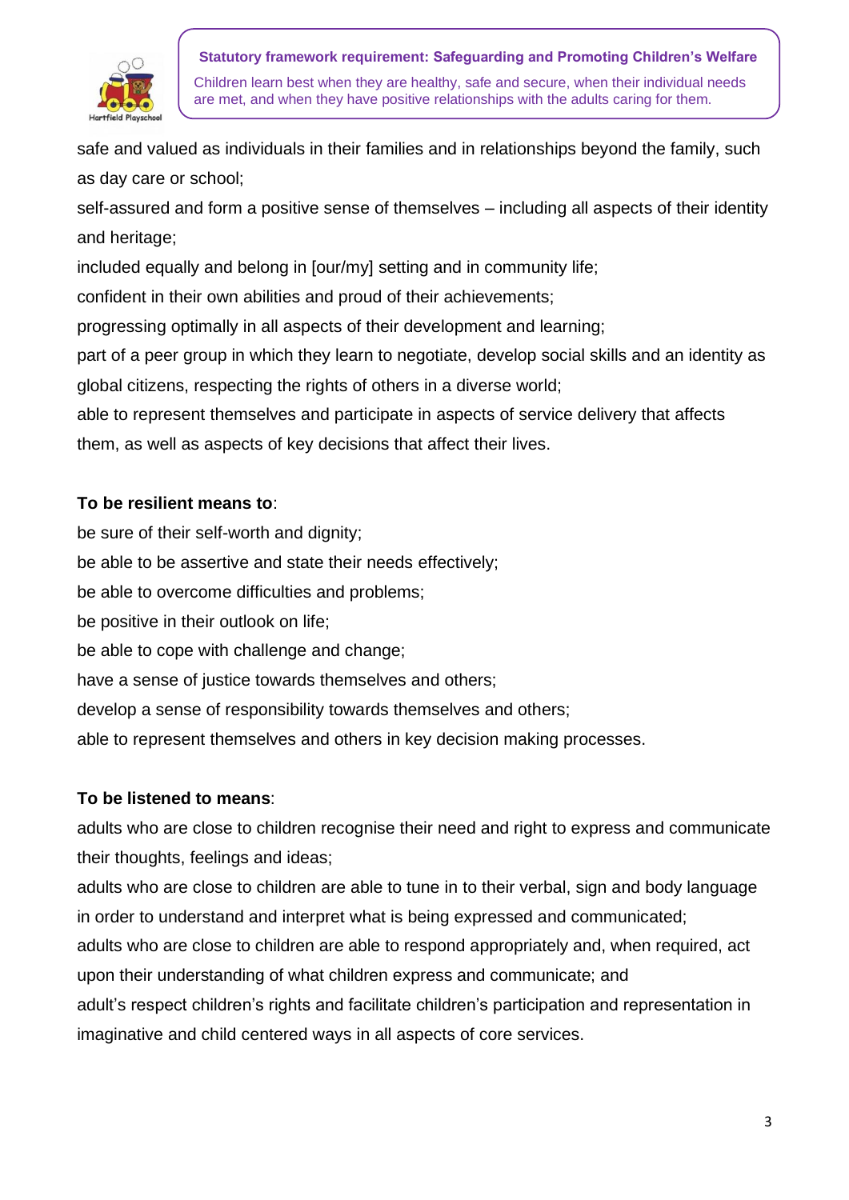safe and valued as individuals in their families and in relationships beyond the family, such as day care or school;

self-assured and form a positive sense of themselves – including all aspects of their identity and heritage;

included equally and belong in [our/my] setting and in community life;

confident in their own abilities and proud of their achievements;

progressing optimally in all aspects of their development and learning;

part of a peer group in which they learn to negotiate, develop social skills and an identity as global citizens, respecting the rights of others in a diverse world;

able to represent themselves and participate in aspects of service delivery that affects them, as well as aspects of key decisions that affect their lives.

**To be resilient means to**:

be sure of their self-worth and dignity;

be able to be assertive and state their needs effectively;

be able to overcome difficulties and problems;

be positive in their outlook on life;

be able to cope with challenge and change;

have a sense of justice towards themselves and others;

develop a sense of responsibility towards themselves and others;

able to represent themselves and others in key decision making processes.

**To be listened to means**:

adults who are close to children recognise their need and right to express and communicate their thoughts, feelings and ideas;

adults who are close to children are able to tune in to their verbal, sign and body language in order to understand and interpret what is being expressed and communicated;

adults who are close to children are able to respond appropriately and, when required, act upon their understanding of what children express and communicate; and

adult's respect children's rights and facilitate children's participation and representation in imaginative and child centered ways in all aspects of core services.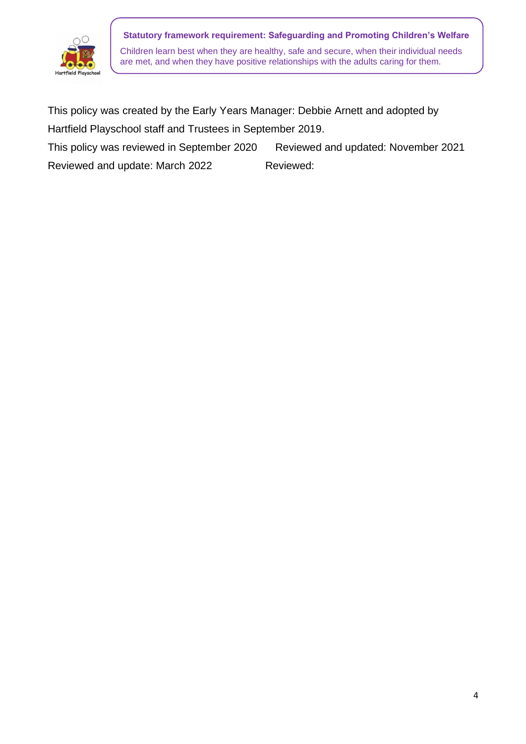**Statutory framework requirement: Safeguarding and Promoting Children's Welfare**

Children learn best when they are healthy, safe and secure, when their individual needs are met, and when they have positive relationships with the adults caring for them.

This policy was created by the Early Years Manager: Debbie Arnett and adopted by Hartfield Playschool staff and Trustees in September 2019.

This policy was reviewed in September 2020 Reviewed and updated: November 2021

Reviewed and update: March 2022 Reviewed: